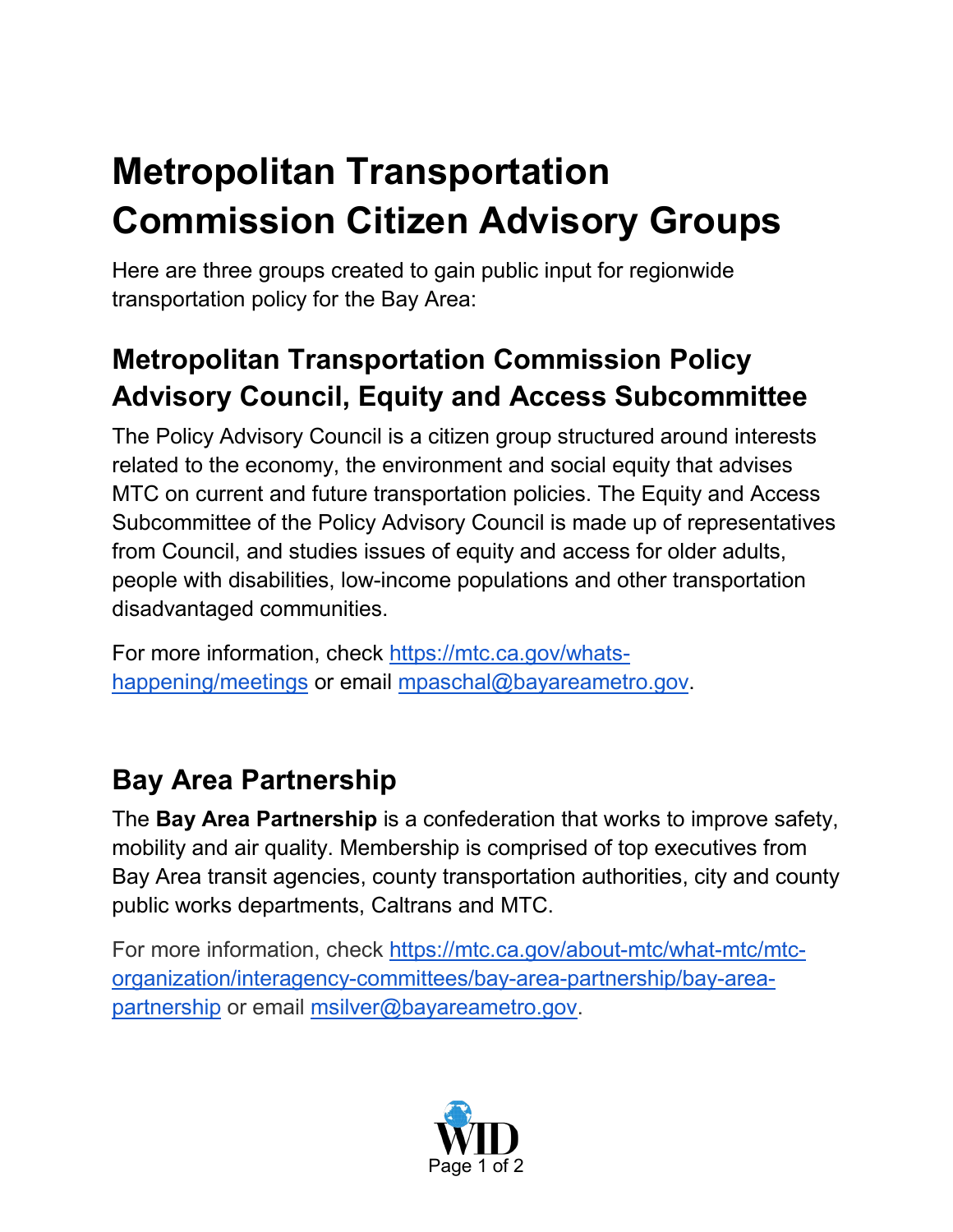# Metropolitan Transportation Commission Citizen Advisory Groups

Here are three groups created to gain public input for regionwide transportation policy for the Bay Area:

## Metropolitan Transportation Commission Policy Advisory Council, Equity and Access Subcommittee

The Policy Advisory Council is a citizen group structured around interests related to the economy, the environment and social equity that advises MTC on current and future transportation policies. The Equity and Access Subcommittee of the Policy Advisory Council is made up of representatives from Council, and studies issues of equity and access for older adults, people with disabilities, low-income populations and other transportation disadvantaged communities.

For more information, check [https://mtc.ca.gov/whats-happening/meetings](https://mtc.ca.gov/whats-happening/meetings) or email [mpaschal@bayareametro.gov](mailto:mpaschal@bayareametro.gov).

## Bay Area Partnership

The **Bay Area Partnership** is a confederation that works to improve safety, mobility and air quality. Membership is comprised of top executives from Bay Area transit agencies, county transportation authorities, city and county public works departments, Caltrans and MTC.

For more information, check [https://mtc.ca.gov/about-mtc/what-mtc/mtc-organization/interagency-committees/bay-area-partnership/bay-area-partnership](https://mtc.ca.gov/about-mtc/what-mtc/mtc-organization/interagency-committees/bay-area-partnership/bay-area-partnership) or email [msilver@bayareametro.gov](mailto:msilver@bayareametro.gov).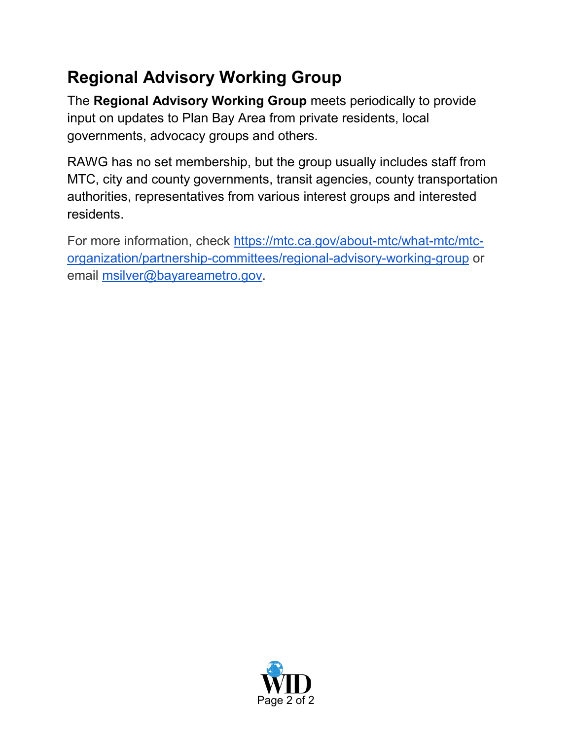## Regional Advisory Working Group

The **Regional Advisory Working Group** meets periodically to provide input on updates to Plan Bay Area from private residents, local governments, advocacy groups and others.

RAWG has no set membership, but the group usually includes staff from MTC, city and county governments, transit agencies, county transportation authorities, representatives from various interest groups and interested residents.

For more information, check [https://mtc.ca.gov/about-mtc/what-mtc/mtc-organization/partnership-committees/regional-advisory-working-group](https://mtc.ca.gov/about-mtc/what-mtc/mtc-organization/partnership-committees/regional-advisory-working-group) or email [msilver@bayareametro.gov](mailto:msilver@bayareametro.gov).